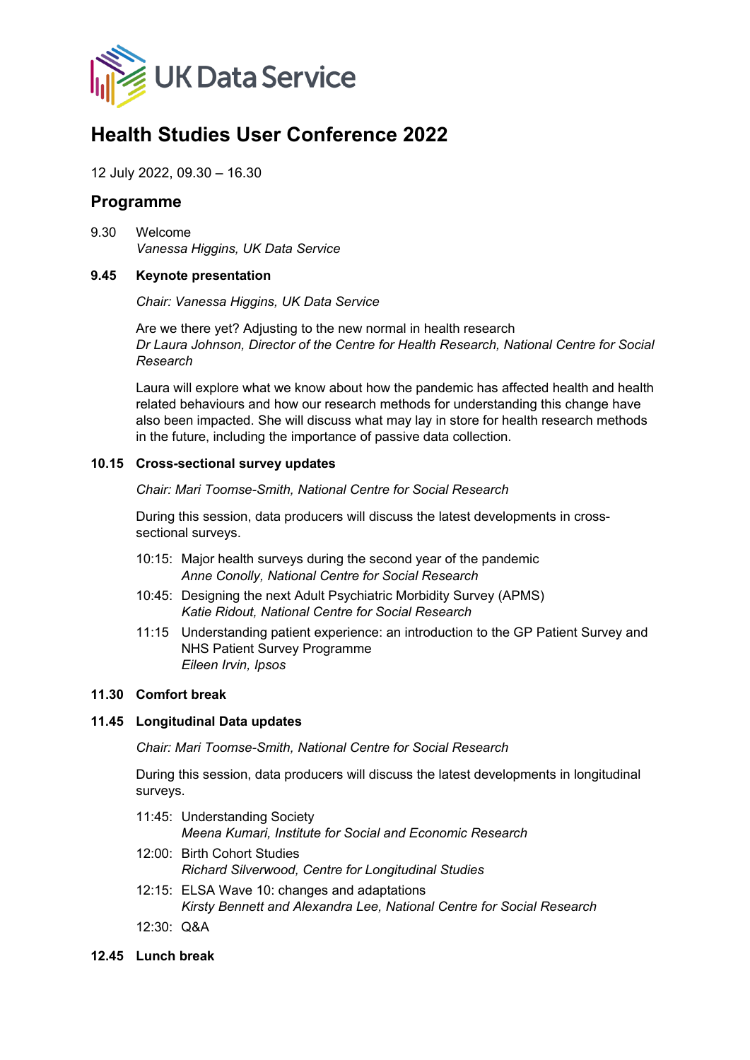UK Data Service

# Health Studies User Conference 2022

12 July 2022, 09.30 – 16.30

## Programme

9.30 Welcome
*Vanessa Higgins, UK Data Service*

**9.45 Keynote presentation**

*Chair: Vanessa Higgins, UK Data Service*

Are we there yet? Adjusting to the new normal in health research
*Dr Laura Johnson, Director of the Centre for Health Research, National Centre for Social Research*

Laura will explore what we know about how the pandemic has affected health and health related behaviours and how our research methods for understanding this change have also been impacted. She will discuss what may lay in store for health research methods in the future, including the importance of passive data collection.

**10.15 Cross-sectional survey updates**

*Chair: Mari Toomse-Smith, National Centre for Social Research*

During this session, data producers will discuss the latest developments in cross-sectional surveys.

10:15: Major health surveys during the second year of the pandemic
*Anne Conolly, National Centre for Social Research*

10:45: Designing the next Adult Psychiatric Morbidity Survey (APMS)
*Katie Ridout, National Centre for Social Research*

11:15 Understanding patient experience: an introduction to the GP Patient Survey and NHS Patient Survey Programme
*Eileen Irvin, Ipsos*

**11.30 Comfort break**

**11.45 Longitudinal Data updates**

*Chair: Mari Toomse-Smith, National Centre for Social Research*

During this session, data producers will discuss the latest developments in longitudinal surveys.

11:45: Understanding Society
*Meena Kumari, Institute for Social and Economic Research*

12:00: Birth Cohort Studies
*Richard Silverwood, Centre for Longitudinal Studies*

12:15: ELSA Wave 10: changes and adaptations
*Kirsty Bennett and Alexandra Lee, National Centre for Social Research*

12:30: Q&A

**12.45 Lunch break**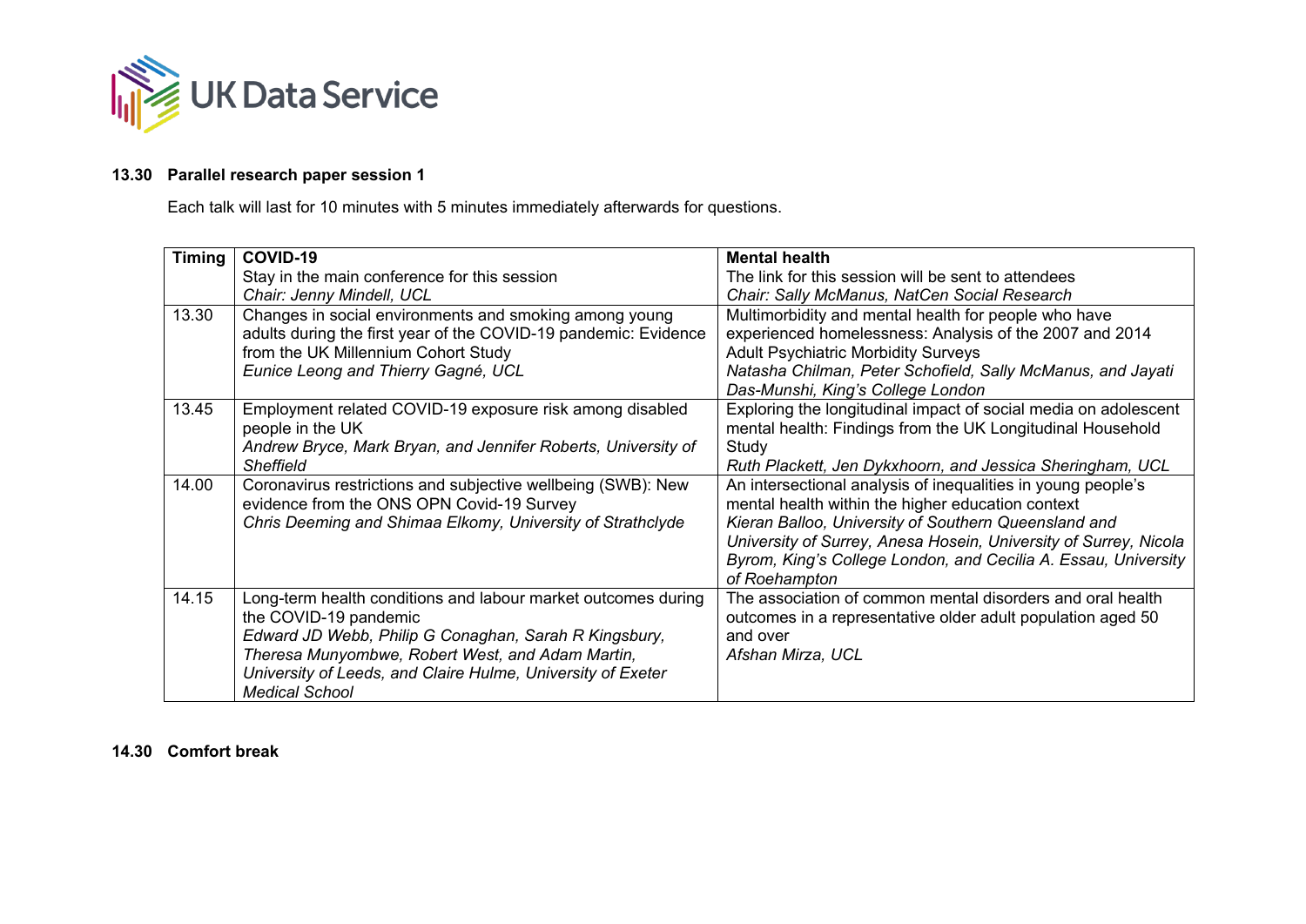**13.30 Parallel research paper session 1**

Each talk will last for 10 minutes with 5 minutes immediately afterwards for questions.

| Timing | **COVID-19**<br>Stay in the main conference for this session<br>*Chair: Jenny Mindell, UCL* | **Mental health**<br>The link for this session will be sent to attendees<br>*Chair: Sally McManus, NatCen Social Research* |
|---|---|---|
| 13.30 | Changes in social environments and smoking among young adults during the first year of the COVID-19 pandemic: Evidence from the UK Millennium Cohort Study<br>*Eunice Leong and Thierry Gagné, UCL* | Multimorbidity and mental health for people who have experienced homelessness: Analysis of the 2007 and 2014 Adult Psychiatric Morbidity Surveys<br>*Natasha Chilman, Peter Schofield, Sally McManus, and Jayati Das-Munshi, King's College London* |
| 13.45 | Employment related COVID-19 exposure risk among disabled people in the UK<br>*Andrew Bryce, Mark Bryan, and Jennifer Roberts, University of Sheffield* | Exploring the longitudinal impact of social media on adolescent mental health: Findings from the UK Longitudinal Household Study<br>*Ruth Plackett, Jen Dykxhoorn, and Jessica Sheringham, UCL* |
| 14.00 | Coronavirus restrictions and subjective wellbeing (SWB): New evidence from the ONS OPN Covid-19 Survey<br>*Chris Deeming and Shimaa Elkomy, University of Strathclyde* | An intersectional analysis of inequalities in young people's mental health within the higher education context<br>*Kieran Balloo, University of Southern Queensland and University of Surrey, Anesa Hosein, University of Surrey, Nicola Byrom, King's College London, and Cecilia A. Essau, University of Roehampton* |
| 14.15 | Long-term health conditions and labour market outcomes during the COVID-19 pandemic<br>*Edward JD Webb, Philip G Conaghan, Sarah R Kingsbury, Theresa Munyombwe, Robert West, and Adam Martin, University of Leeds, and Claire Hulme, University of Exeter Medical School* | The association of common mental disorders and oral health outcomes in a representative older adult population aged 50 and over<br>*Afshan Mirza, UCL* |

**14.30 Comfort break**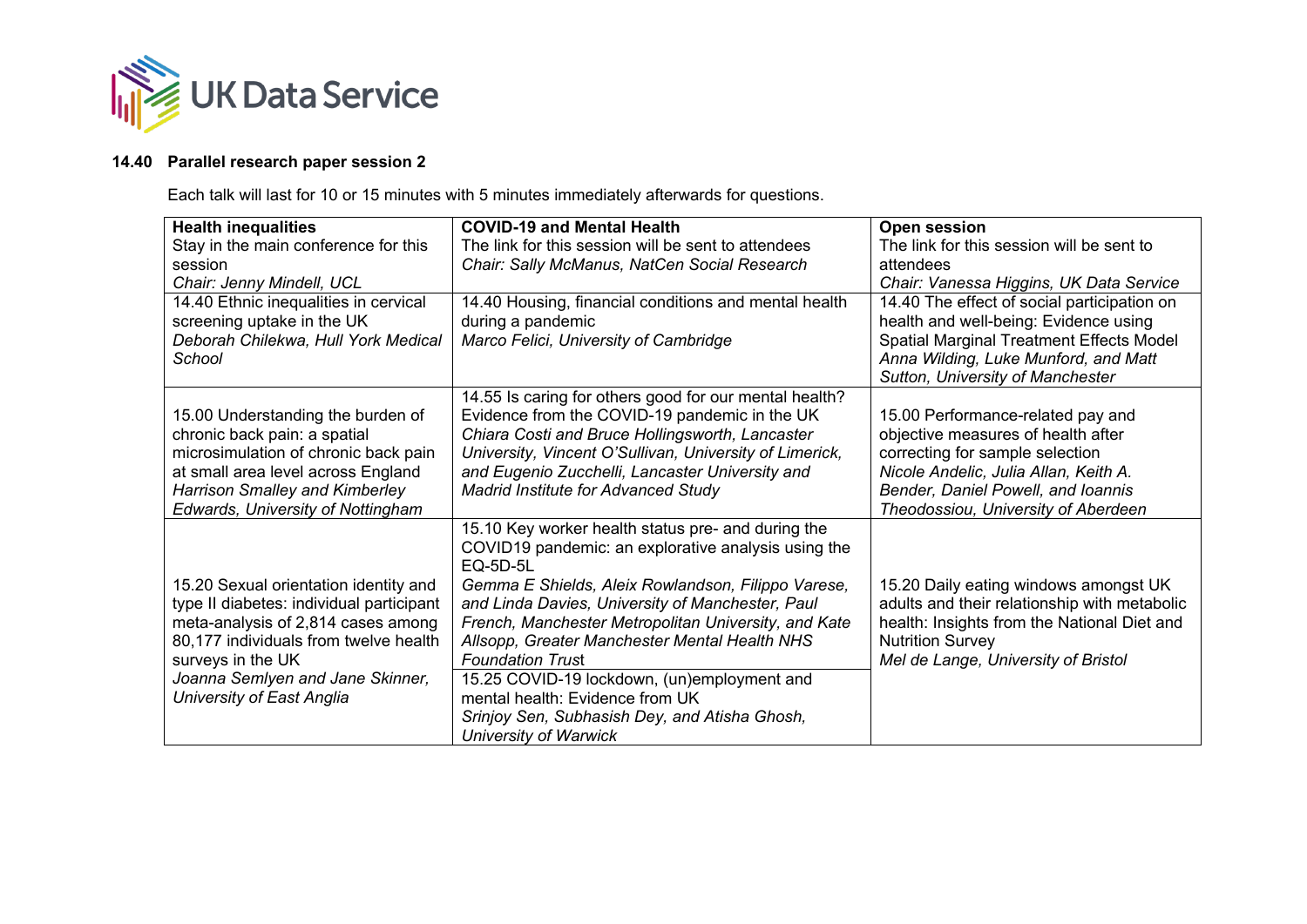**14.40 Parallel research paper session 2**

Each talk will last for 10 or 15 minutes with 5 minutes immediately afterwards for questions.

| **Health inequalities**<br>Stay in the main conference for this session<br>*Chair: Jenny Mindell, UCL* | **COVID-19 and Mental Health**<br>The link for this session will be sent to attendees<br>*Chair: Sally McManus, NatCen Social Research* | **Open session**<br>The link for this session will be sent to attendees<br>*Chair: Vanessa Higgins, UK Data Service* |
|---|---|---|
| 14.40 Ethnic inequalities in cervical screening uptake in the UK<br>*Deborah Chilekwa, Hull York Medical School* | 14.40 Housing, financial conditions and mental health during a pandemic<br>*Marco Felici, University of Cambridge* | 14.40 The effect of social participation on health and well-being: Evidence using Spatial Marginal Treatment Effects Model<br>*Anna Wilding, Luke Munford, and Matt Sutton, University of Manchester* |
| 15.00 Understanding the burden of chronic back pain: a spatial microsimulation of chronic back pain at small area level across England<br>*Harrison Smalley and Kimberley Edwards, University of Nottingham* | 14.55 Is caring for others good for our mental health? Evidence from the COVID-19 pandemic in the UK<br>*Chiara Costi and Bruce Hollingsworth, Lancaster University, Vincent O'Sullivan, University of Limerick, and Eugenio Zucchelli, Lancaster University and Madrid Institute for Advanced Study* | 15.00 Performance-related pay and objective measures of health after correcting for sample selection<br>*Nicole Andelic, Julia Allan, Keith A. Bender, Daniel Powell, and Ioannis Theodossiou, University of Aberdeen* |
| 15.20 Sexual orientation identity and type II diabetes: individual participant meta-analysis of 2,814 cases among 80,177 individuals from twelve health surveys in the UK<br>*Joanna Semlyen and Jane Skinner, University of East Anglia* | 15.10 Key worker health status pre- and during the COVID19 pandemic: an explorative analysis using the EQ-5D-5L<br>*Gemma E Shields, Aleix Rowlandson, Filippo Varese, and Linda Davies, University of Manchester, Paul French, Manchester Metropolitan University, and Kate Allsopp, Greater Manchester Mental Health NHS Foundation Trust*<br>15.25 COVID-19 lockdown, (un)employment and mental health: Evidence from UK<br>*Srinjoy Sen, Subhasish Dey, and Atisha Ghosh, University of Warwick* | 15.20 Daily eating windows amongst UK adults and their relationship with metabolic health: Insights from the National Diet and Nutrition Survey<br>*Mel de Lange, University of Bristol* |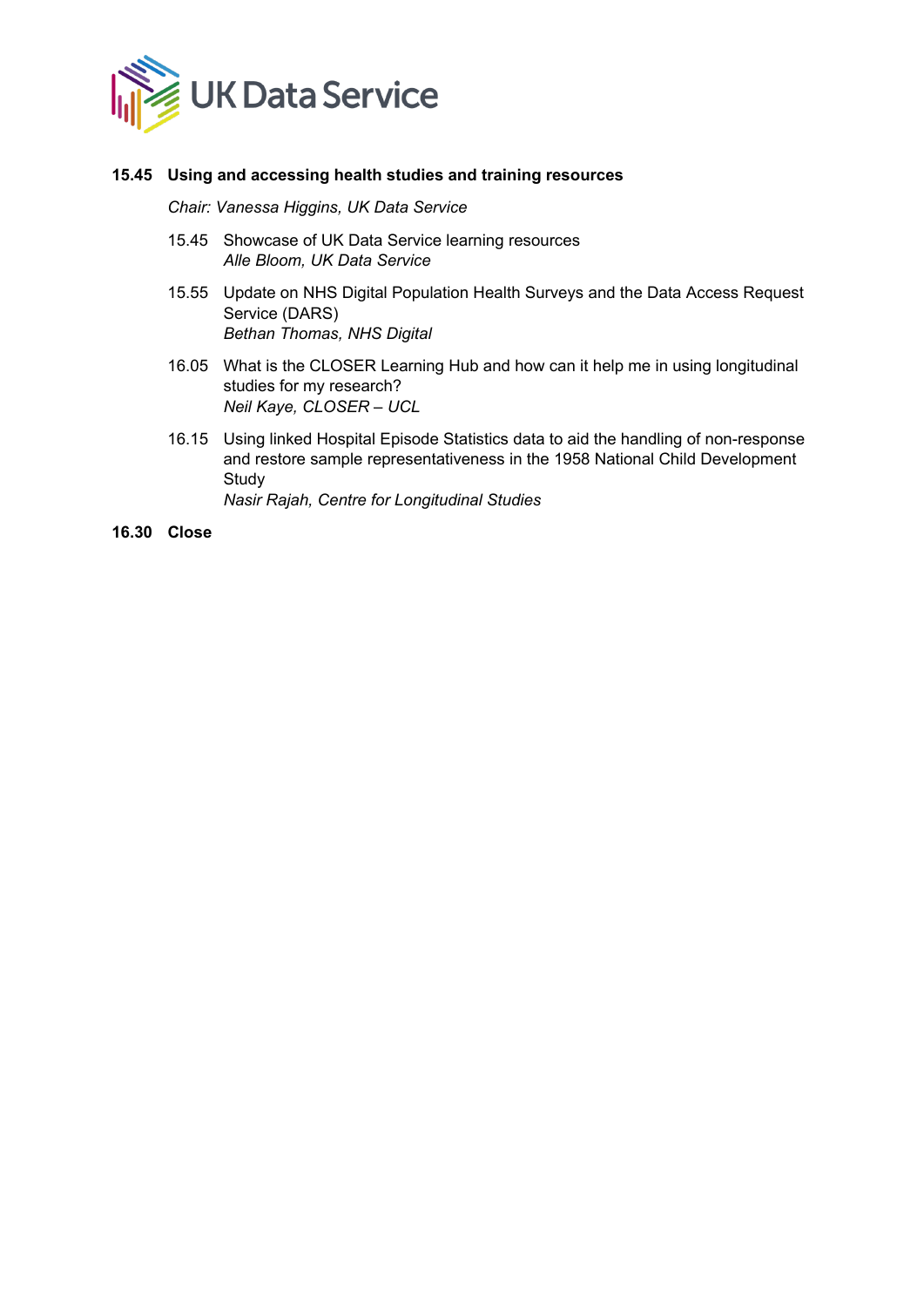**15.45 Using and accessing health studies and training resources**

*Chair: Vanessa Higgins, UK Data Service*

15.45 Showcase of UK Data Service learning resources
*Alle Bloom, UK Data Service*

15.55 Update on NHS Digital Population Health Surveys and the Data Access Request Service (DARS)
*Bethan Thomas, NHS Digital*

16.05 What is the CLOSER Learning Hub and how can it help me in using longitudinal studies for my research?
*Neil Kaye, CLOSER – UCL*

16.15 Using linked Hospital Episode Statistics data to aid the handling of non-response and restore sample representativeness in the 1958 National Child Development Study
*Nasir Rajah, Centre for Longitudinal Studies*

**16.30 Close**